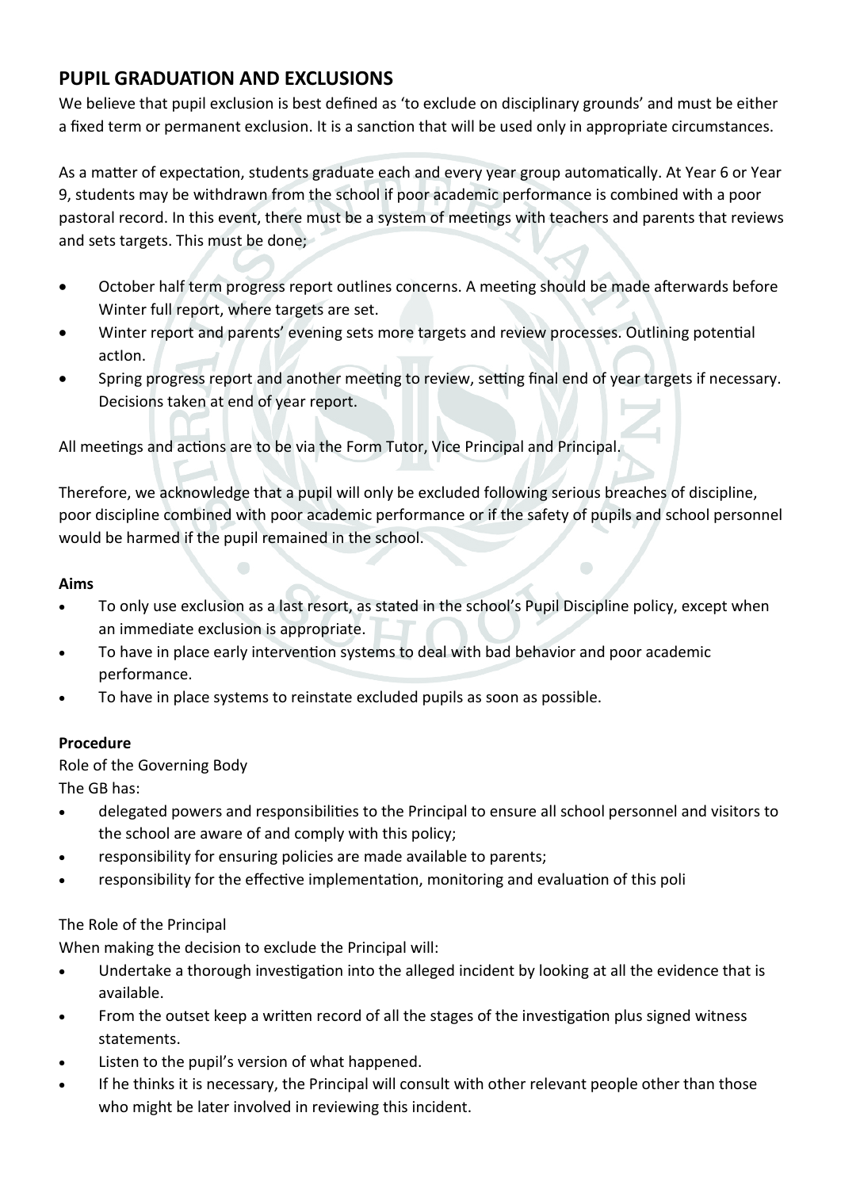## PUPIL GRADUATION AND EXCLUSIONS

We believe that pupil exclusion is best defined as 'to exclude on disciplinary grounds' and must be either a fixed term or permanent exclusion. It is a sanction that will be used only in appropriate circumstances.

As a matter of expectation, students graduate each and every year group automatically. At Year 6 or Year 9, students may be withdrawn from the school if poor academic performance is combined with a poor pastoral record. In this event, there must be a system of meetings with teachers and parents that reviews and sets targets. This must be done;

- October half term progress report outlines concerns. A meeting should be made afterwards before Winter full report, where targets are set.
- Winter report and parents' evening sets more targets and review processes. Outlining potential actIon.
- Spring progress report and another meeting to review, setting final end of year targets if necessary. Decisions taken at end of year report.

All meetings and actions are to be via the Form Tutor, Vice Principal and Principal.

Therefore, we acknowledge that a pupil will only be excluded following serious breaches of discipline, poor discipline combined with poor academic performance or if the safety of pupils and school personnel would be harmed if the pupil remained in the school.

**Aims**

- To only use exclusion as a last resort, as stated in the school's Pupil Discipline policy, except when an immediate exclusion is appropriate.
- To have in place early intervention systems to deal with bad behavior and poor academic performance.
- To have in place systems to reinstate excluded pupils as soon as possible.

**Procedure**

Role of the Governing Body

The GB has:

- delegated powers and responsibilities to the Principal to ensure all school personnel and visitors to the school are aware of and comply with this policy;
- responsibility for ensuring policies are made available to parents;
- responsibility for the effective implementation, monitoring and evaluation of this poli

The Role of the Principal

When making the decision to exclude the Principal will:

- Undertake a thorough investigation into the alleged incident by looking at all the evidence that is available.
- From the outset keep a written record of all the stages of the investigation plus signed witness statements.
- Listen to the pupil's version of what happened.
- If he thinks it is necessary, the Principal will consult with other relevant people other than those who might be later involved in reviewing this incident.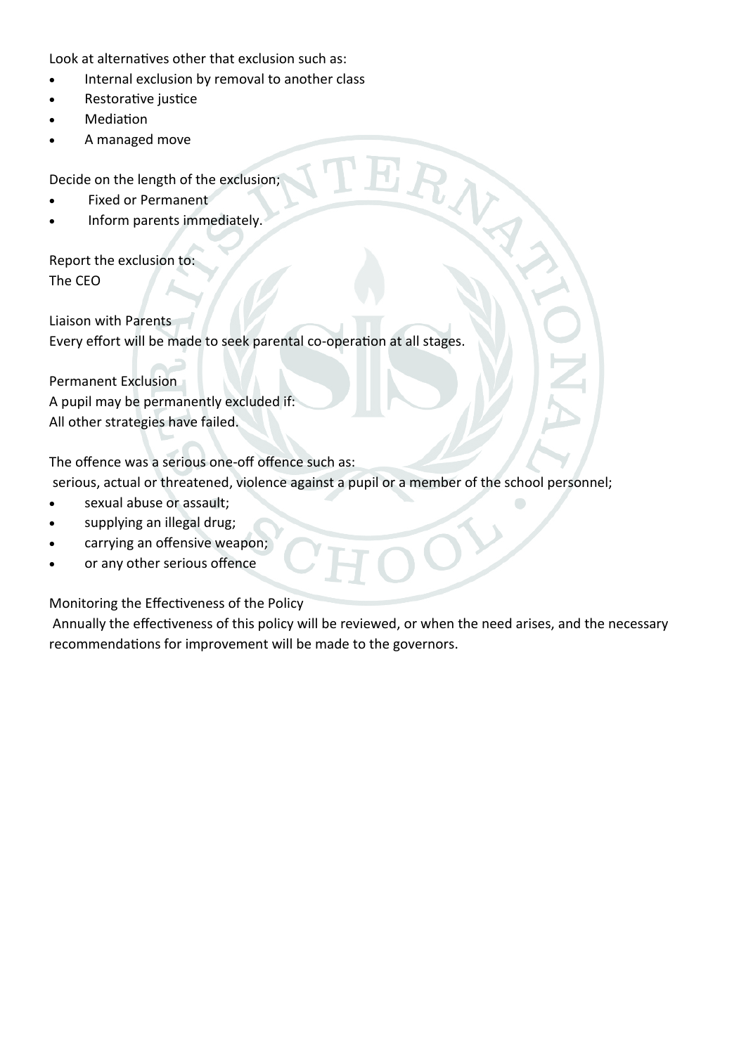Look at alternatives other that exclusion such as:

- Internal exclusion by removal to another class
- Restorative justice
- Mediation
- A managed move

Decide on the length of the exclusion;

- Fixed or Permanent
- Inform parents immediately.

Report the exclusion to:
The CEO

Liaison with Parents
Every effort will be made to seek parental co-operation at all stages.

Permanent Exclusion
A pupil may be permanently excluded if:
All other strategies have failed.

The offence was a serious one-off offence such as:
serious, actual or threatened, violence against a pupil or a member of the school personnel;

- sexual abuse or assault;
- supplying an illegal drug;
- carrying an offensive weapon;
- or any other serious offence

Monitoring the Effectiveness of the Policy
Annually the effectiveness of this policy will be reviewed, or when the need arises, and the necessary recommendations for improvement will be made to the governors.